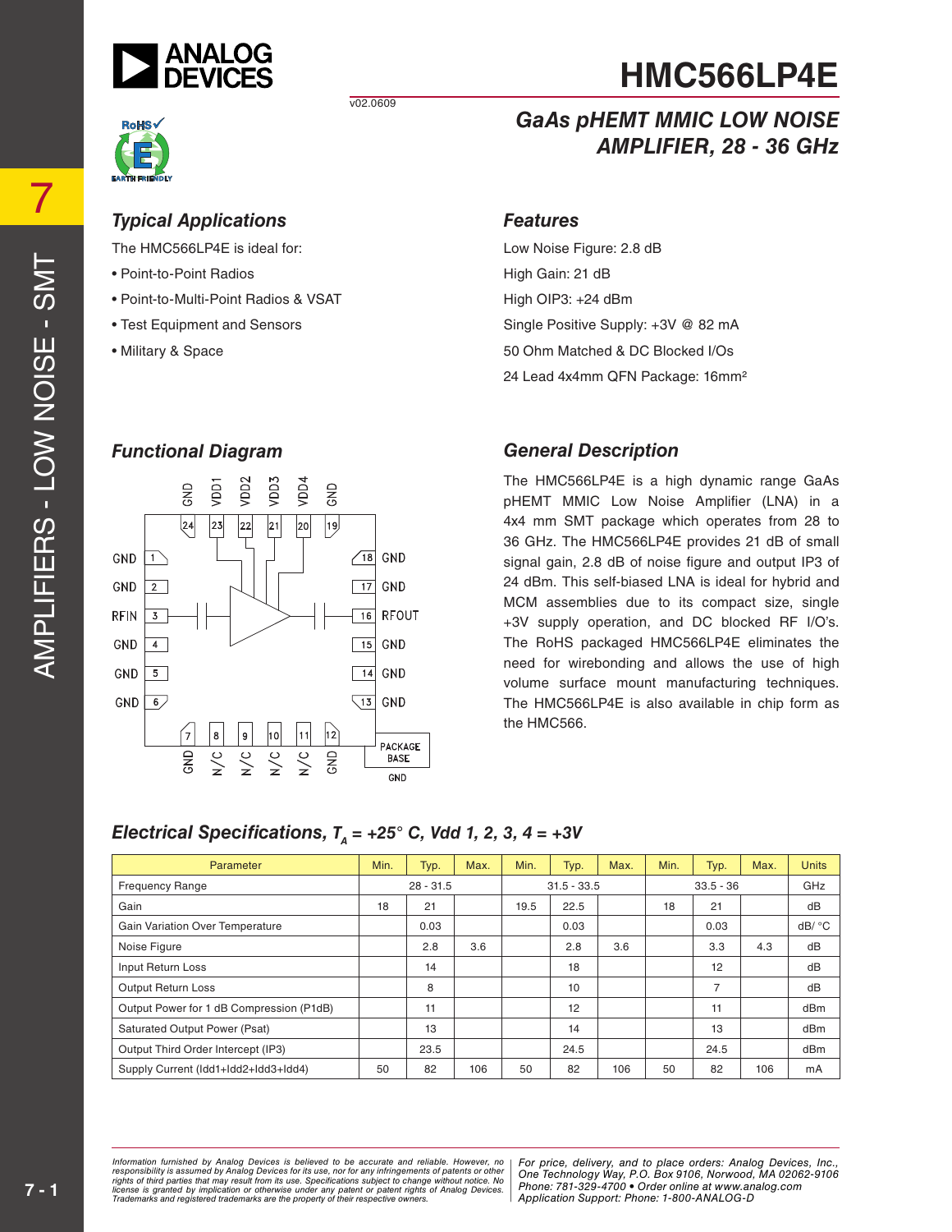# HMC566LP4E

v02.0609

## GaAs pHEMT MMIC LOW NOISE AMPLIFIER, 28 - 36 GHz

### Typical Applications

The HMC566LP4E is ideal for:

- Point-to-Point Radios
- Point-to-Multi-Point Radios & VSAT
- Test Equipment and Sensors
- Military & Space

### Features

Low Noise Figure: 2.8 dB

High Gain: 21 dB

High OIP3: +24 dBm

Single Positive Supply: +3V @ 82 mA

50 Ohm Matched & DC Blocked I/Os

24 Lead 4x4mm QFN Package: 16mm²

### Functional Diagram

### General Description

The HMC566LP4E is a high dynamic range GaAs pHEMT MMIC Low Noise Amplifier (LNA) in a 4x4 mm SMT package which operates from 28 to 36 GHz. The HMC566LP4E provides 21 dB of small signal gain, 2.8 dB of noise figure and output IP3 of 24 dBm. This self-biased LNA is ideal for hybrid and MCM assemblies due to its compact size, single +3V supply operation, and DC blocked RF I/O's. The RoHS packaged HMC566LP4E eliminates the need for wirebonding and allows the use of high volume surface mount manufacturing techniques. The HMC566LP4E is also available in chip form as the HMC566.

### Electrical Specifications, $T_A$ = +25° C, Vdd 1, 2, 3, 4 = +3V

| Parameter | Min. | Typ. | Max. | Min. | Typ. | Max. | Min. | Typ. | Max. | Units |
|---|---|---|---|---|---|---|---|---|---|---|
| Frequency Range | | 28 - 31.5 | | | 31.5 - 33.5 | | | 33.5 - 36 | | GHz |
| Gain | 18 | 21 | | 19.5 | 22.5 | | 18 | 21 | | dB |
| Gain Variation Over Temperature | | 0.03 | | | 0.03 | | | 0.03 | | dB/ °C |
| Noise Figure | | 2.8 | 3.6 | | 2.8 | 3.6 | | 3.3 | 4.3 | dB |
| Input Return Loss | | 14 | | | 18 | | | 12 | | dB |
| Output Return Loss | | 8 | | | 10 | | | 7 | | dB |
| Output Power for 1 dB Compression (P1dB) | | 11 | | | 12 | | | 11 | | dBm |
| Saturated Output Power (Psat) | | 13 | | | 14 | | | 13 | | dBm |
| Output Third Order Intercept (IP3) | | 23.5 | | | 24.5 | | | 24.5 | | dBm |
| Supply Current (Idd1+Idd2+Idd3+Idd4) | 50 | 82 | 106 | 50 | 82 | 106 | 50 | 82 | 106 | mA |

*Information furnished by Analog Devices is believed to be accurate and reliable. However, no responsibility is assumed by Analog Devices for its use, nor for any infringements of patents or other rights of third parties that may result from its use. Specifications subject to change without notice. No license is granted by implication or otherwise under any patent or patent rights of Analog Devices. Trademarks and registered trademarks are the property of their respective owners.*

*For price, delivery, and to place orders: Analog Devices, Inc., One Technology Way, P.O. Box 9106, Norwood, MA 02062-9106 Phone: 781-329-4700 • Order online at www.analog.com Application Support: Phone: 1-800-ANALOG-D*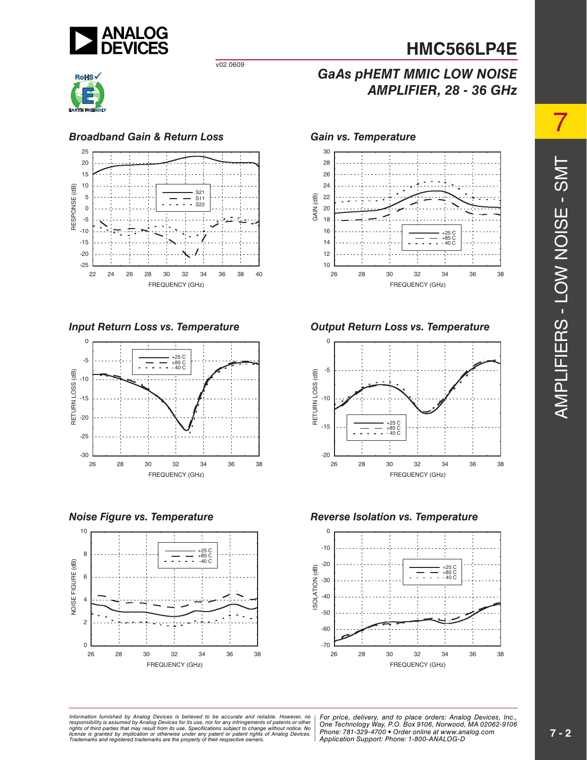### Broadband Gain & Return Loss

### Gain vs. Temperature

### Input Return Loss vs. Temperature

### Output Return Loss vs. Temperature

### Noise Figure vs. Temperature

### Reverse Isolation vs. Temperature

*Information furnished by Analog Devices is believed to be accurate and reliable. However, no responsibility is assumed by Analog Devices for its use, nor for any infringements of patents or other rights of third parties that may result from its use. Specifications subject to change without notice. No license is granted by implication or otherwise under any patent or patent rights of Analog Devices. Trademarks and registered trademarks are the property of their respective owners.*

*For price, delivery, and to place orders: Analog Devices, Inc., One Technology Way, P.O. Box 9106, Norwood, MA 02062-9106 Phone: 781-329-4700 • Order online at www.analog.com Application Support: Phone: 1-800-ANALOG-D*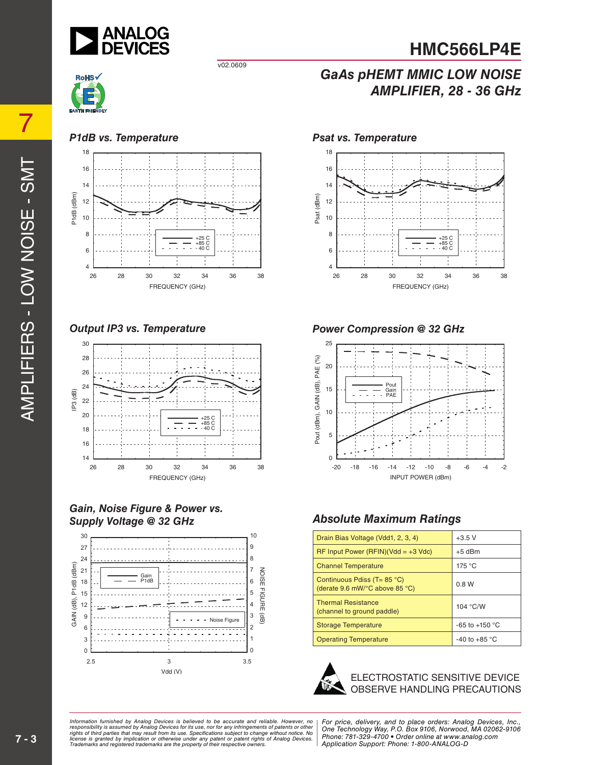# HMC566LP4E

## GaAs pHEMT MMIC LOW NOISE AMPLIFIER, 28 - 36 GHz

### P1dB vs. Temperature

### Psat vs. Temperature

### Output IP3 vs. Temperature

### Power Compression @ 32 GHz

### Gain, Noise Figure & Power vs. Supply Voltage @ 32 GHz

### Absolute Maximum Ratings

| Parameter | Rating |
|---|---|
| Drain Bias Voltage (Vdd1, 2, 3, 4) | +3.5 V |
| RF Input Power (RFIN)(Vdd = +3 Vdc) | +5 dBm |
| Channel Temperature | 175 °C |
| Continuous Pdiss (T= 85 °C) (derate 9.6 mW/°C above 85 °C) | 0.8 W |
| Thermal Resistance (channel to ground paddle) | 104 °C/W |
| Storage Temperature | -65 to +150 °C |
| Operating Temperature | -40 to +85 °C |

ELECTROSTATIC SENSITIVE DEVICE
OBSERVE HANDLING PRECAUTIONS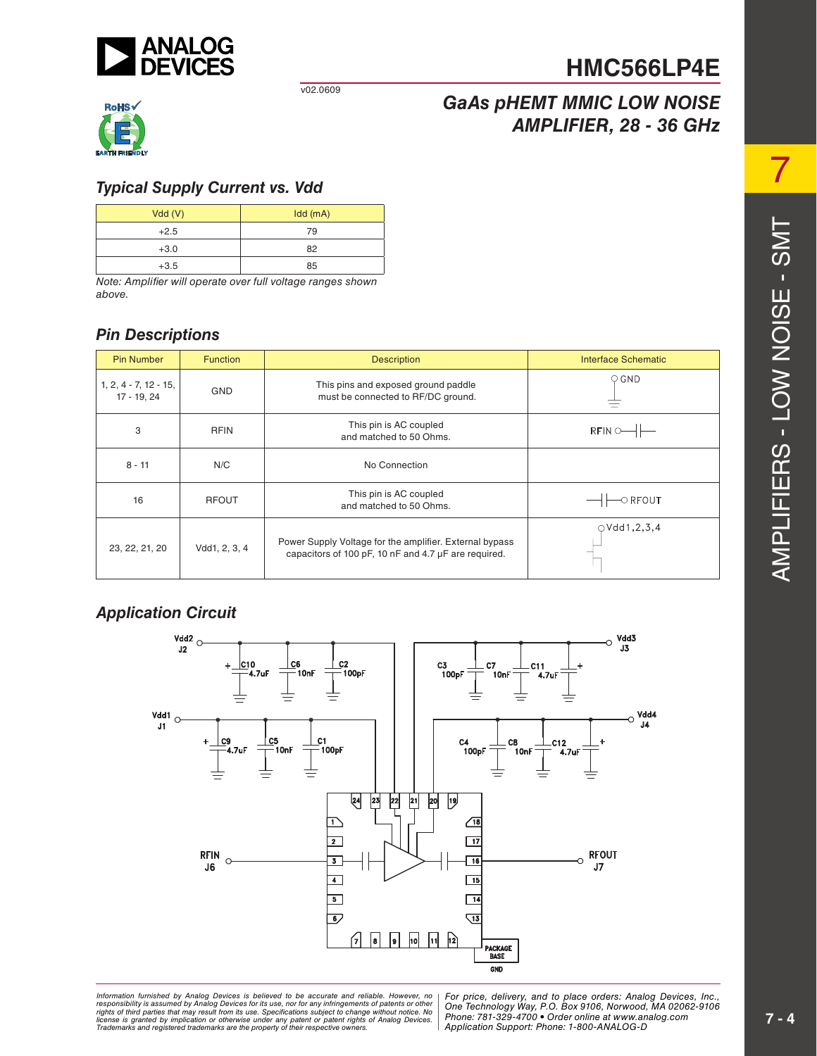# HMC566LP4E

v02.0609

## GaAs pHEMT MMIC LOW NOISE AMPLIFIER, 28 - 36 GHz

### Typical Supply Current vs. Vdd

| Vdd (V) | Idd (mA) |
|---|---|
| +2.5 | 79 |
| +3.0 | 82 |
| +3.5 | 85 |

*Note: Amplifier will operate over full voltage ranges shown above.*

### Pin Descriptions

| Pin Number | Function | Description | Interface Schematic |
|---|---|---|---|
| 1, 2, 4 - 7, 12 - 15, 17 - 19, 24 | GND | This pins and exposed ground paddle must be connected to RF/DC ground. | GND |
| 3 | RFIN | This pin is AC coupled and matched to 50 Ohms. | RFIN |
| 8 - 11 | N/C | No Connection | |
| 16 | RFOUT | This pin is AC coupled and matched to 50 Ohms. | RFOUT |
| 23, 22, 21, 20 | Vdd1, 2, 3, 4 | Power Supply Voltage for the amplifier. External bypass capacitors of 100 pF, 10 nF and 4.7 μF are required. | Vdd1,2,3,4 |

### Application Circuit

Vdd2 J2: C10 4.7uF, C6 10nF, C2 100pF
Vdd3 J3: C3 100pF, C7 10nF, C11 4.7uF
Vdd1 J1: C9 4.7uF, C5 10nF, C1 100pF
Vdd4 J4: C4 100pF, C8 10nF, C12 4.7uF

RFIN J6 — RFOUT J7 — PACKAGE BASE GND

*Information furnished by Analog Devices is believed to be accurate and reliable. However, no responsibility is assumed by Analog Devices for its use, nor for any infringements of patents or other rights of third parties that may result from its use. Specifications subject to change without notice. No license is granted by implication or otherwise under any patent or patent rights of Analog Devices. Trademarks and registered trademarks are the property of their respective owners.*

*For price, delivery, and to place orders: Analog Devices, Inc., One Technology Way, P.O. Box 9106, Norwood, MA 02062-9106 Phone: 781-329-4700 • Order online at www.analog.com Application Support: Phone: 1-800-ANALOG-D*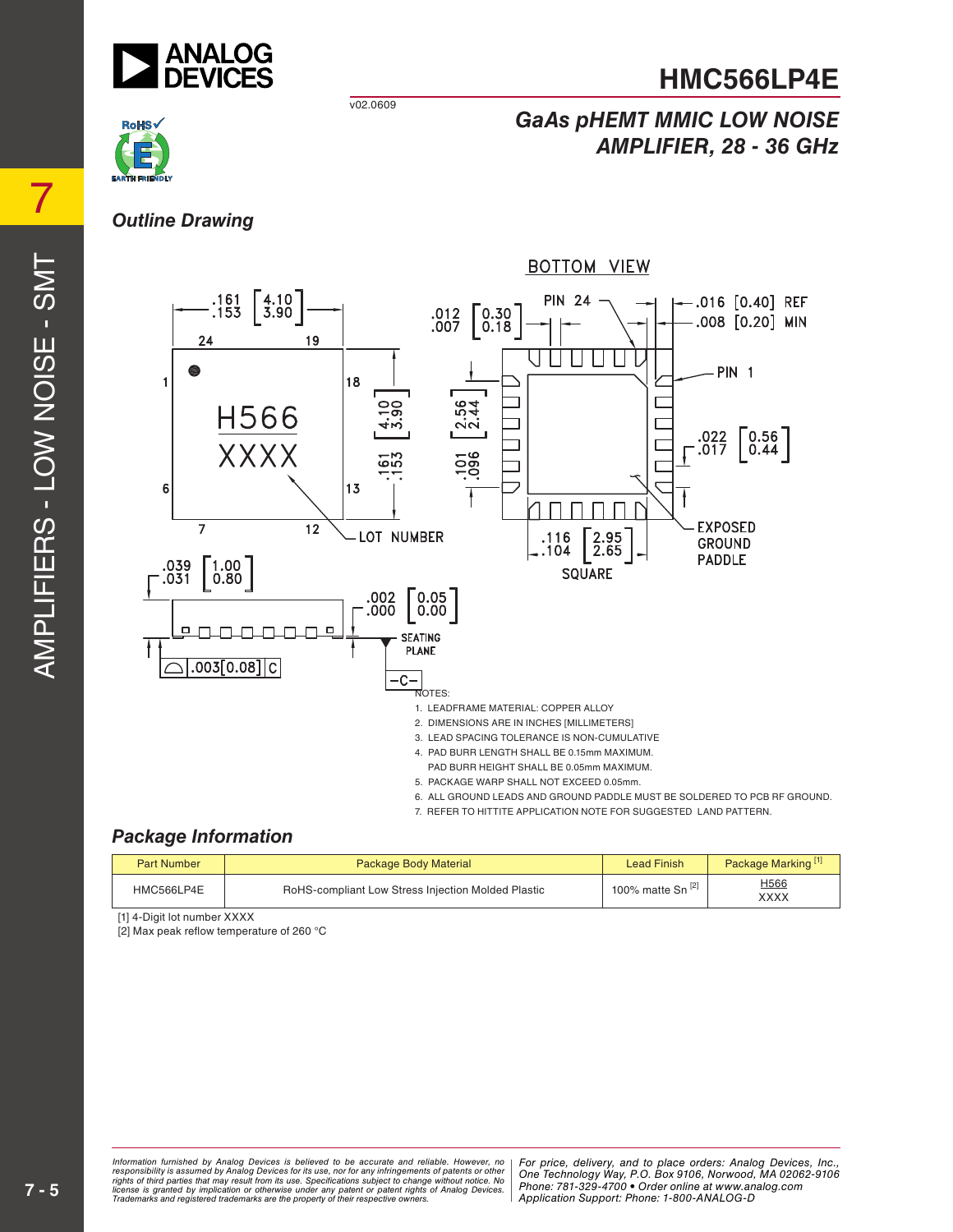## Outline Drawing

NOTES:

1. LEADFRAME MATERIAL: COPPER ALLOY
2. DIMENSIONS ARE IN INCHES [MILLIMETERS]
3. LEAD SPACING TOLERANCE IS NON-CUMULATIVE
4. PAD BURR LENGTH SHALL BE 0.15mm MAXIMUM. PAD BURR HEIGHT SHALL BE 0.05mm MAXIMUM.
5. PACKAGE WARP SHALL NOT EXCEED 0.05mm.
6. ALL GROUND LEADS AND GROUND PADDLE MUST BE SOLDERED TO PCB RF GROUND.
7. REFER TO HITTITE APPLICATION NOTE FOR SUGGESTED LAND PATTERN.

## Package Information

| Part Number | Package Body Material | Lead Finish | Package Marking [1] |
|---|---|---|---|
| HMC566LP4E | RoHS-compliant Low Stress Injection Molded Plastic | 100% matte Sn [2] | H566<br>XXXX |

[1] 4-Digit lot number XXXX

[2] Max peak reflow temperature of 260 °C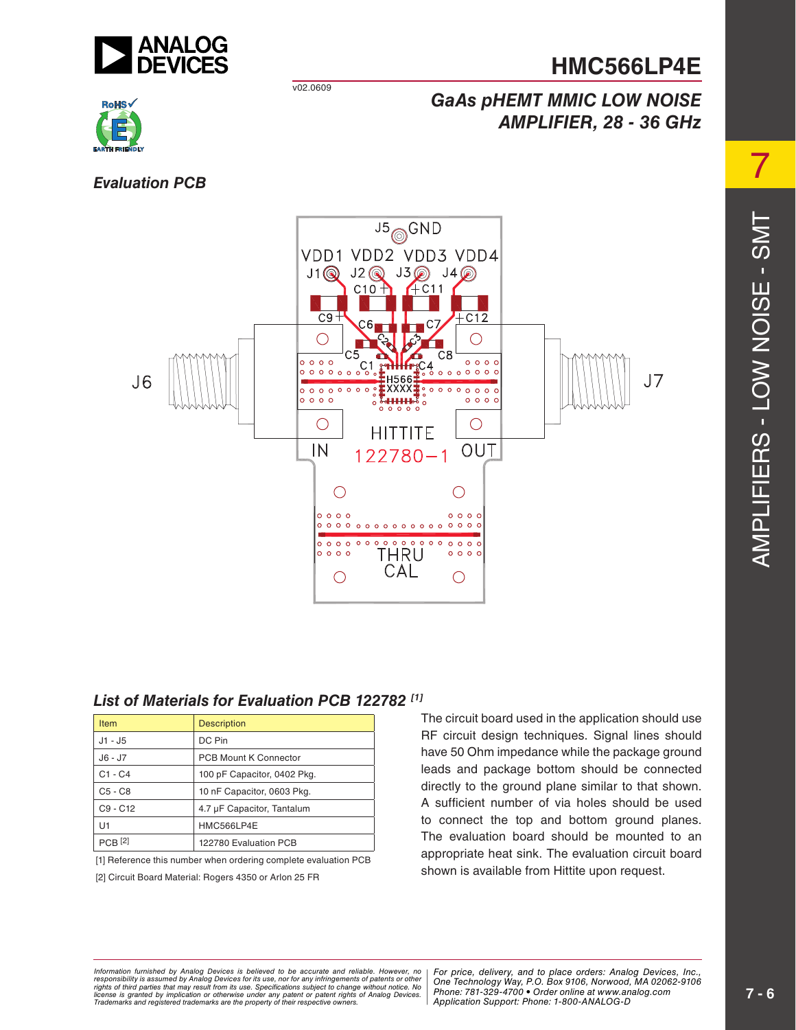# HMC566LP4E

v02.0609

## GaAs pHEMT MMIC LOW NOISE AMPLIFIER, 28 - 36 GHz

### Evaluation PCB

J5 GND
VDD1 VDD2 VDD3 VDD4
J1 J2 J3 J4
C10 C11
C9 C12
C6 C7
C2 C3
C5 C8
C1 C4
H566 XXXX
J6
J7
HITTITE
IN
122780-1
OUT
THRU CAL

### List of Materials for Evaluation PCB 122782 [1]

| Item | Description |
|---|---|
| J1 - J5 | DC Pin |
| J6 - J7 | PCB Mount K Connector |
| C1 - C4 | 100 pF Capacitor, 0402 Pkg. |
| C5 - C8 | 10 nF Capacitor, 0603 Pkg. |
| C9 - C12 | 4.7 µF Capacitor, Tantalum |
| U1 | HMC566LP4E |
| PCB [2] | 122780 Evaluation PCB |

[1] Reference this number when ordering complete evaluation PCB

[2] Circuit Board Material: Rogers 4350 or Arlon 25 FR

The circuit board used in the application should use RF circuit design techniques. Signal lines should have 50 Ohm impedance while the package ground leads and package bottom should be connected directly to the ground plane similar to that shown. A sufficient number of via holes should be used to connect the top and bottom ground planes. The evaluation board should be mounted to an appropriate heat sink. The evaluation circuit board shown is available from Hittite upon request.